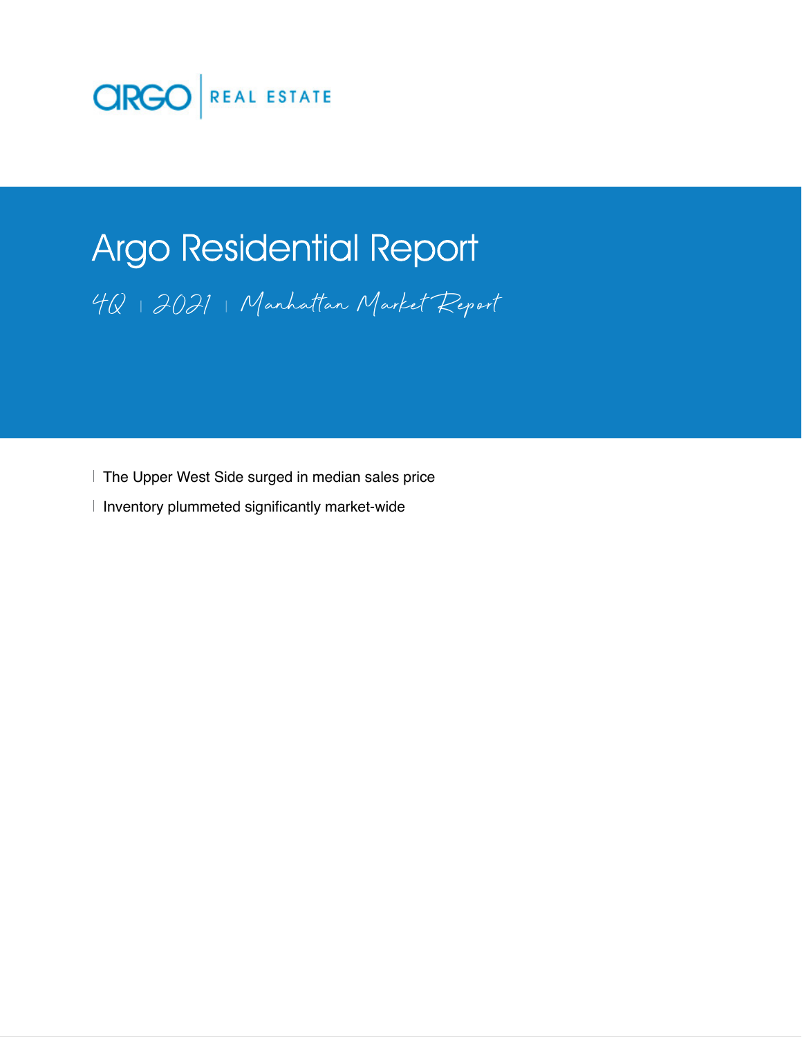ARGO | REAL ESTATE

# Argo Residential Report

*4Q | 2021 | Manhattan Market Report*

- The Upper West Side surged in median sales price
- Inventory plummeted significantly market-wide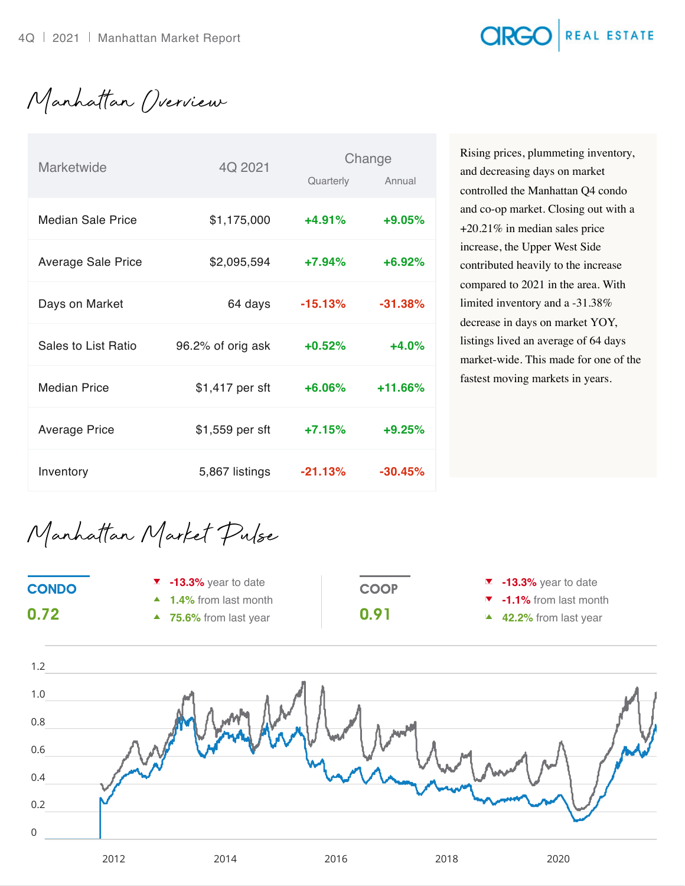# Manhattan Overview

| Marketwide | 4Q 2021 | Change | |
|---|---|---|---|
| | | Quarterly | Annual |
| Median Sale Price | $1,175,000 | +4.91% | +9.05% |
| Average Sale Price | $2,095,594 | +7.94% | +6.92% |
| Days on Market | 64 days | -15.13% | -31.38% |
| Sales to List Ratio | 96.2% of orig ask | +0.52% | +4.0% |
| Median Price | $1,417 per sft | +6.06% | +11.66% |
| Average Price | $1,559 per sft | +7.15% | +9.25% |
| Inventory | 5,867 listings | -21.13% | -30.45% |

Rising prices, plummeting inventory, and decreasing days on market controlled the Manhattan Q4 condo and co-op market. Closing out with a +20.21% in median sales price increase, the Upper West Side contributed heavily to the increase compared to 2021 in the area. With limited inventory and a -31.38% decrease in days on market YOY, listings lived an average of 64 days market-wide. This made for one of the fastest moving markets in years.

# Manhattan Market Pulse

**CONDO**

**0.72**

- ▼ **-13.3%** year to date
- ▲ **1.4%** from last month
- ▲ **75.6%** from last year

**COOP**

**0.91**

- ▼ **-13.3%** year to date
- ▼ **-1.1%** from last month
- ▲ **42.2%** from last year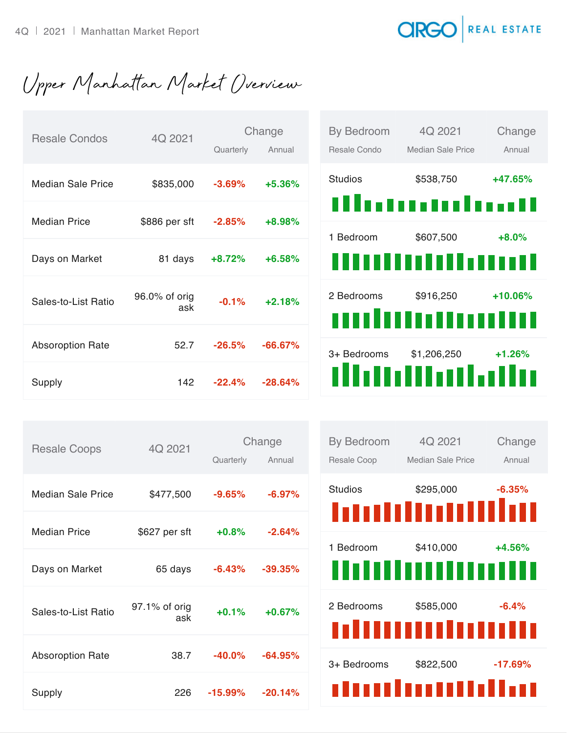# Upper Manhattan Market Overview

| Resale Condos | 4Q 2021 | Change Quarterly | Change Annual |
|---|---|---|---|
| Median Sale Price | $835,000 | -3.69% | +5.36% |
| Median Price | $886 per sft | -2.85% | +8.98% |
| Days on Market | 81 days | +8.72% | +6.58% |
| Sales-to-List Ratio | 96.0% of orig ask | -0.1% | +2.18% |
| Absoroption Rate | 52.7 | -26.5% | -66.67% |
| Supply | 142 | -22.4% | -28.64% |

| By Bedroom Resale Condo | 4Q 2021 Median Sale Price | Change Annual |
|---|---|---|
| Studios | $538,750 | +47.65% |
| 1 Bedroom | $607,500 | +8.0% |
| 2 Bedrooms | $916,250 | +10.06% |
| 3+ Bedrooms | $1,206,250 | +1.26% |

| Resale Coops | 4Q 2021 | Change Quarterly | Change Annual |
|---|---|---|---|
| Median Sale Price | $477,500 | -9.65% | -6.97% |
| Median Price | $627 per sft | +0.8% | -2.64% |
| Days on Market | 65 days | -6.43% | -39.35% |
| Sales-to-List Ratio | 97.1% of orig ask | +0.1% | +0.67% |
| Absoroption Rate | 38.7 | -40.0% | -64.95% |
| Supply | 226 | -15.99% | -20.14% |

| By Bedroom Resale Coop | 4Q 2021 Median Sale Price | Change Annual |
|---|---|---|
| Studios | $295,000 | -6.35% |
| 1 Bedroom | $410,000 | +4.56% |
| 2 Bedrooms | $585,000 | -6.4% |
| 3+ Bedrooms | $822,500 | -17.69% |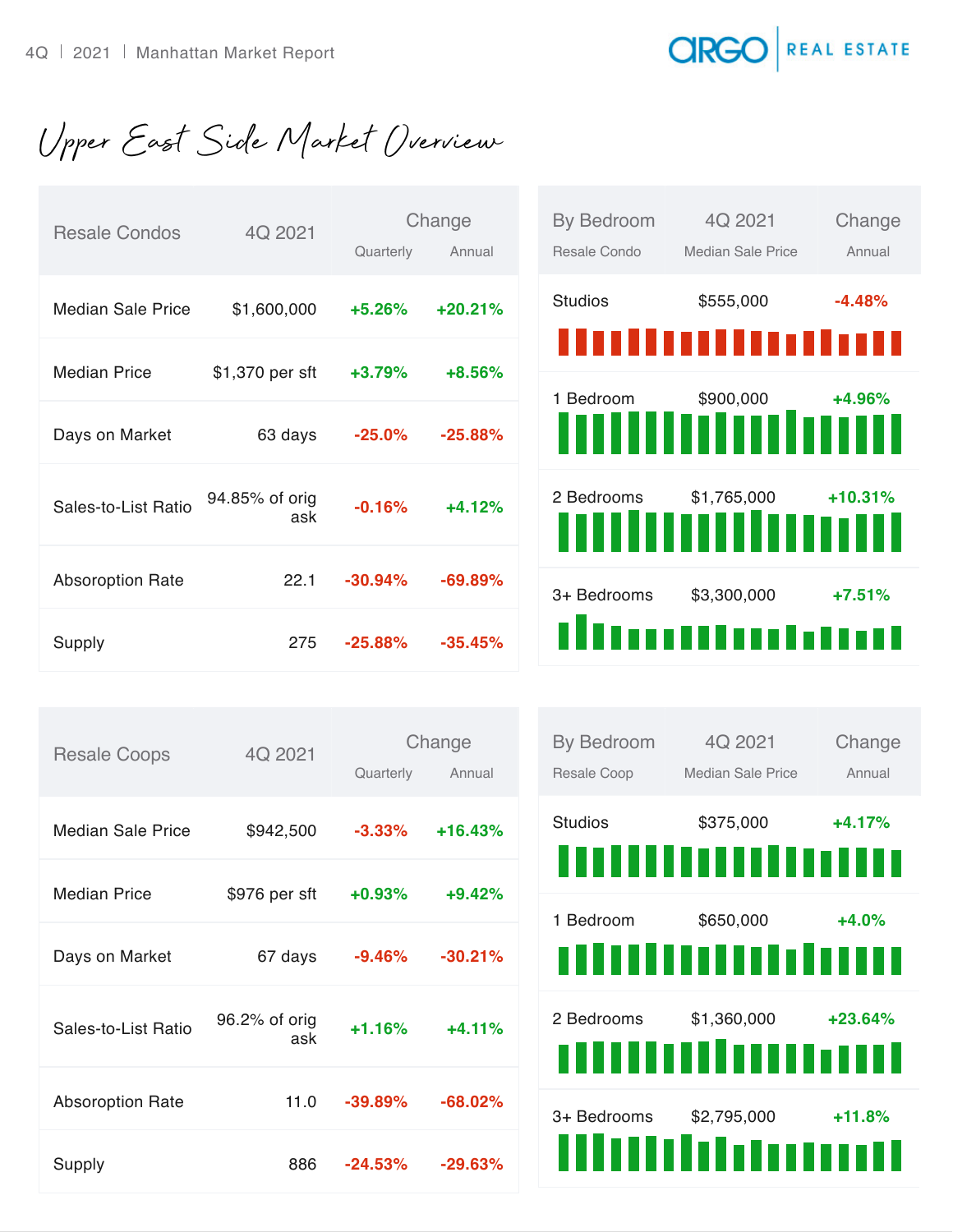# Upper East Side Market Overview

| Resale Condos | 4Q 2021 | Change | |
|---|---|---|---|
| | | Quarterly | Annual |
| Median Sale Price | $1,600,000 | +5.26% | +20.21% |
| Median Price | $1,370 per sft | +3.79% | +8.56% |
| Days on Market | 63 days | -25.0% | -25.88% |
| Sales-to-List Ratio | 94.85% of orig ask | -0.16% | +4.12% |
| Absoroption Rate | 22.1 | -30.94% | -69.89% |
| Supply | 275 | -25.88% | -35.45% |

| By Bedroom | 4Q 2021 | Change |
|---|---|---|
| Resale Condo | Median Sale Price | Annual |
| Studios | $555,000 | -4.48% |
| 1 Bedroom | $900,000 | +4.96% |
| 2 Bedrooms | $1,765,000 | +10.31% |
| 3+ Bedrooms | $3,300,000 | +7.51% |

| Resale Coops | 4Q 2021 | Change | |
|---|---|---|---|
| | | Quarterly | Annual |
| Median Sale Price | $942,500 | -3.33% | +16.43% |
| Median Price | $976 per sft | +0.93% | +9.42% |
| Days on Market | 67 days | -9.46% | -30.21% |
| Sales-to-List Ratio | 96.2% of orig ask | +1.16% | +4.11% |
| Absoroption Rate | 11.0 | -39.89% | -68.02% |
| Supply | 886 | -24.53% | -29.63% |

| By Bedroom | 4Q 2021 | Change |
|---|---|---|
| Resale Coop | Median Sale Price | Annual |
| Studios | $375,000 | +4.17% |
| 1 Bedroom | $650,000 | +4.0% |
| 2 Bedrooms | $1,360,000 | +23.64% |
| 3+ Bedrooms | $2,795,000 | +11.8% |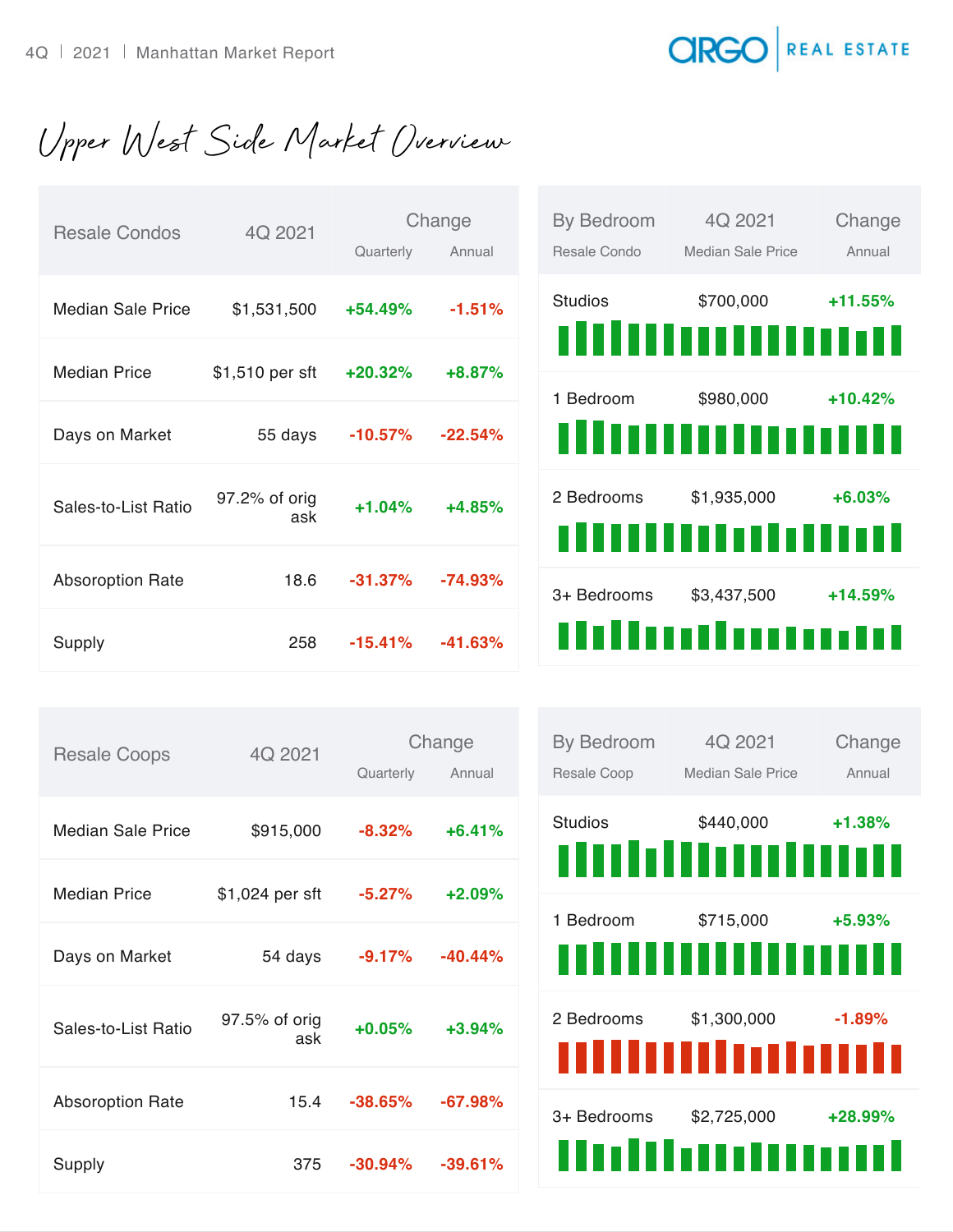# Upper West Side Market Overview

| Resale Condos | 4Q 2021 | Change | |
|---|---|---|---|
| | | Quarterly | Annual |
| Median Sale Price | $1,531,500 | +54.49% | -1.51% |
| Median Price | $1,510 per sft | +20.32% | +8.87% |
| Days on Market | 55 days | -10.57% | -22.54% |
| Sales-to-List Ratio | 97.2% of orig ask | +1.04% | +4.85% |
| Absorption Rate | 18.6 | -31.37% | -74.93% |
| Supply | 258 | -15.41% | -41.63% |

| By Bedroom | 4Q 2021 | Change |
|---|---|---|
| Resale Condo | Median Sale Price | Annual |
| Studios | $700,000 | +11.55% |
| 1 Bedroom | $980,000 | +10.42% |
| 2 Bedrooms | $1,935,000 | +6.03% |
| 3+ Bedrooms | $3,437,500 | +14.59% |

| Resale Coops | 4Q 2021 | Change | |
|---|---|---|---|
| | | Quarterly | Annual |
| Median Sale Price | $915,000 | -8.32% | +6.41% |
| Median Price | $1,024 per sft | -5.27% | +2.09% |
| Days on Market | 54 days | -9.17% | -40.44% |
| Sales-to-List Ratio | 97.5% of orig ask | +0.05% | +3.94% |
| Absorption Rate | 15.4 | -38.65% | -67.98% |
| Supply | 375 | -30.94% | -39.61% |

| By Bedroom | 4Q 2021 | Change |
|---|---|---|
| Resale Coop | Median Sale Price | Annual |
| Studios | $440,000 | +1.38% |
| 1 Bedroom | $715,000 | +5.93% |
| 2 Bedrooms | $1,300,000 | -1.89% |
| 3+ Bedrooms | $2,725,000 | +28.99% |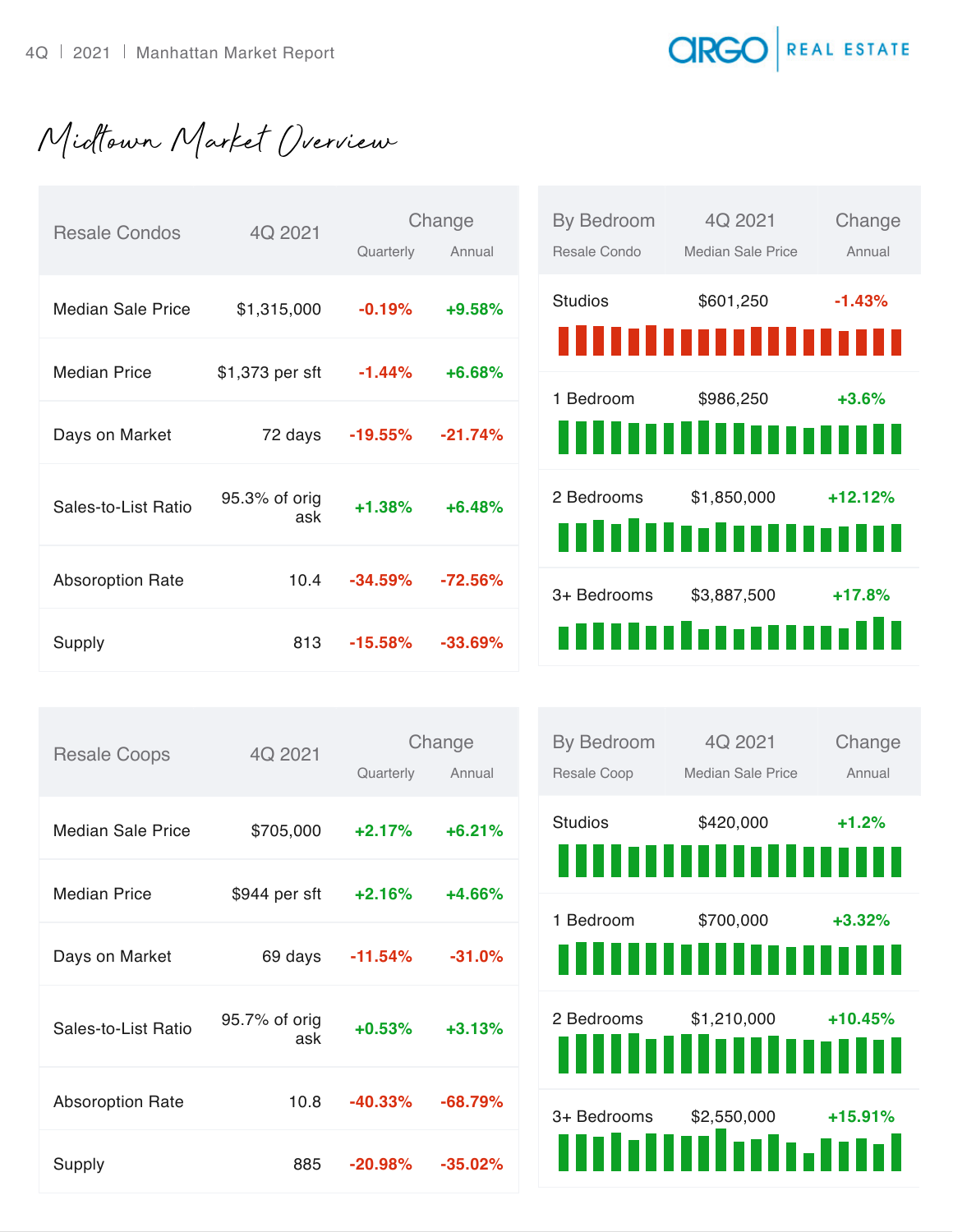# Midtown Market Overview

| Resale Condos | 4Q 2021 | Change | |
|---|---|---|---|
| | | Quarterly | Annual |
| Median Sale Price | $1,315,000 | -0.19% | +9.58% |
| Median Price | $1,373 per sft | -1.44% | +6.68% |
| Days on Market | 72 days | -19.55% | -21.74% |
| Sales-to-List Ratio | 95.3% of orig ask | +1.38% | +6.48% |
| Absorption Rate | 10.4 | -34.59% | -72.56% |
| Supply | 813 | -15.58% | -33.69% |

| By Bedroom | 4Q 2021 | Change |
|---|---|---|
| Resale Condo | Median Sale Price | Annual |
| Studios | $601,250 | -1.43% |
| 1 Bedroom | $986,250 | +3.6% |
| 2 Bedrooms | $1,850,000 | +12.12% |
| 3+ Bedrooms | $3,887,500 | +17.8% |

| Resale Coops | 4Q 2021 | Change | |
|---|---|---|---|
| | | Quarterly | Annual |
| Median Sale Price | $705,000 | +2.17% | +6.21% |
| Median Price | $944 per sft | +2.16% | +4.66% |
| Days on Market | 69 days | -11.54% | -31.0% |
| Sales-to-List Ratio | 95.7% of orig ask | +0.53% | +3.13% |
| Absorption Rate | 10.8 | -40.33% | -68.79% |
| Supply | 885 | -20.98% | -35.02% |

| By Bedroom | 4Q 2021 | Change |
|---|---|---|
| Resale Coop | Median Sale Price | Annual |
| Studios | $420,000 | +1.2% |
| 1 Bedroom | $700,000 | +3.32% |
| 2 Bedrooms | $1,210,000 | +10.45% |
| 3+ Bedrooms | $2,550,000 | +15.91% |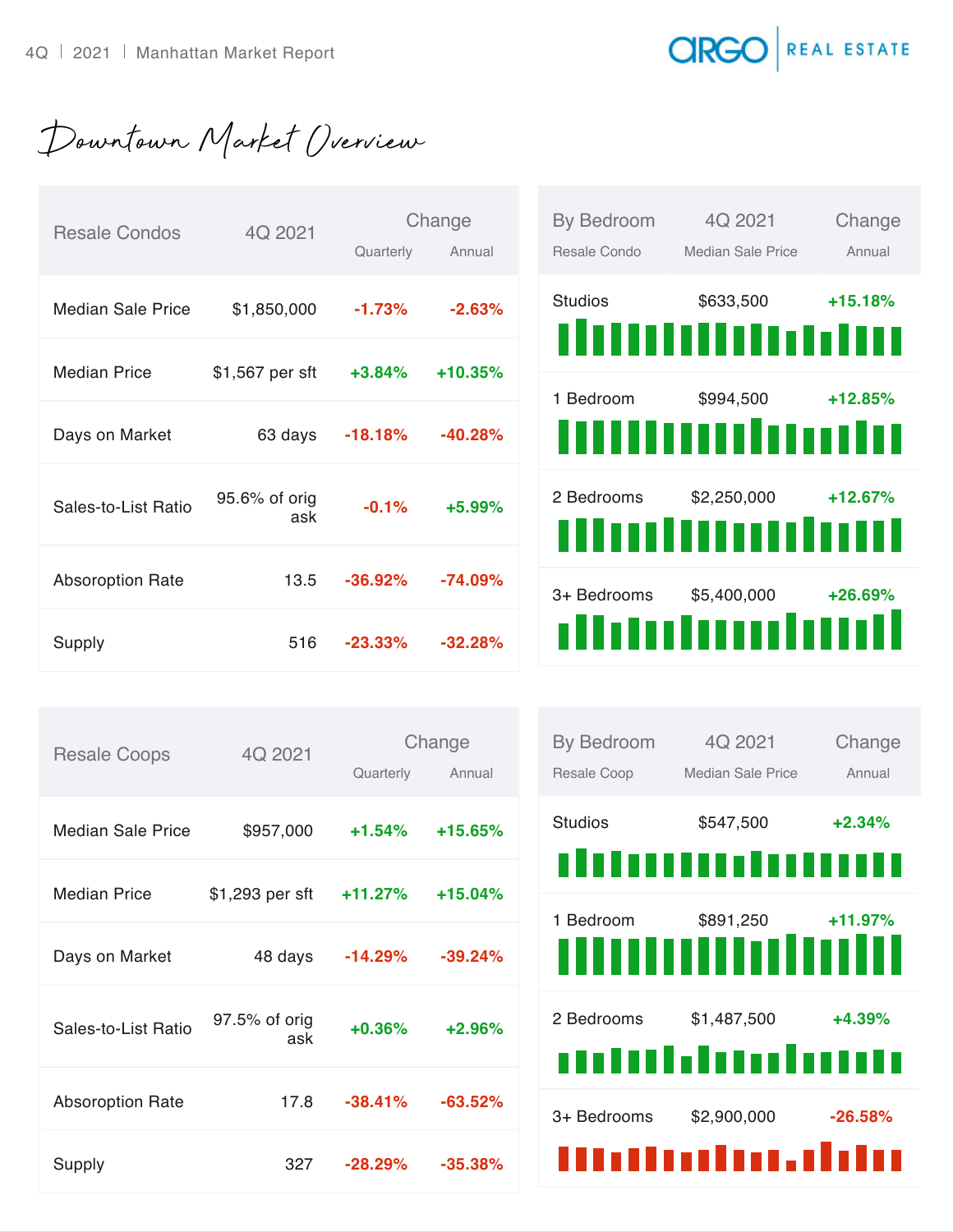# Downtown Market Overview

| Resale Condos | 4Q 2021 | Change | |
|---|---|---|---|
| | | Quarterly | Annual |
| Median Sale Price | $1,850,000 | -1.73% | -2.63% |
| Median Price | $1,567 per sft | +3.84% | +10.35% |
| Days on Market | 63 days | -18.18% | -40.28% |
| Sales-to-List Ratio | 95.6% of orig ask | -0.1% | +5.99% |
| Absoroption Rate | 13.5 | -36.92% | -74.09% |
| Supply | 516 | -23.33% | -32.28% |

| By Bedroom | 4Q 2021 | Change |
|---|---|---|
| Resale Condo | Median Sale Price | Annual |
| Studios | $633,500 | +15.18% |
| 1 Bedroom | $994,500 | +12.85% |
| 2 Bedrooms | $2,250,000 | +12.67% |
| 3+ Bedrooms | $5,400,000 | +26.69% |

| Resale Coops | 4Q 2021 | Change | |
|---|---|---|---|
| | | Quarterly | Annual |
| Median Sale Price | $957,000 | +1.54% | +15.65% |
| Median Price | $1,293 per sft | +11.27% | +15.04% |
| Days on Market | 48 days | -14.29% | -39.24% |
| Sales-to-List Ratio | 97.5% of orig ask | +0.36% | +2.96% |
| Absoroption Rate | 17.8 | -38.41% | -63.52% |
| Supply | 327 | -28.29% | -35.38% |

| By Bedroom | 4Q 2021 | Change |
|---|---|---|
| Resale Coop | Median Sale Price | Annual |
| Studios | $547,500 | +2.34% |
| 1 Bedroom | $891,250 | +11.97% |
| 2 Bedrooms | $1,487,500 | +4.39% |
| 3+ Bedrooms | $2,900,000 | -26.58% |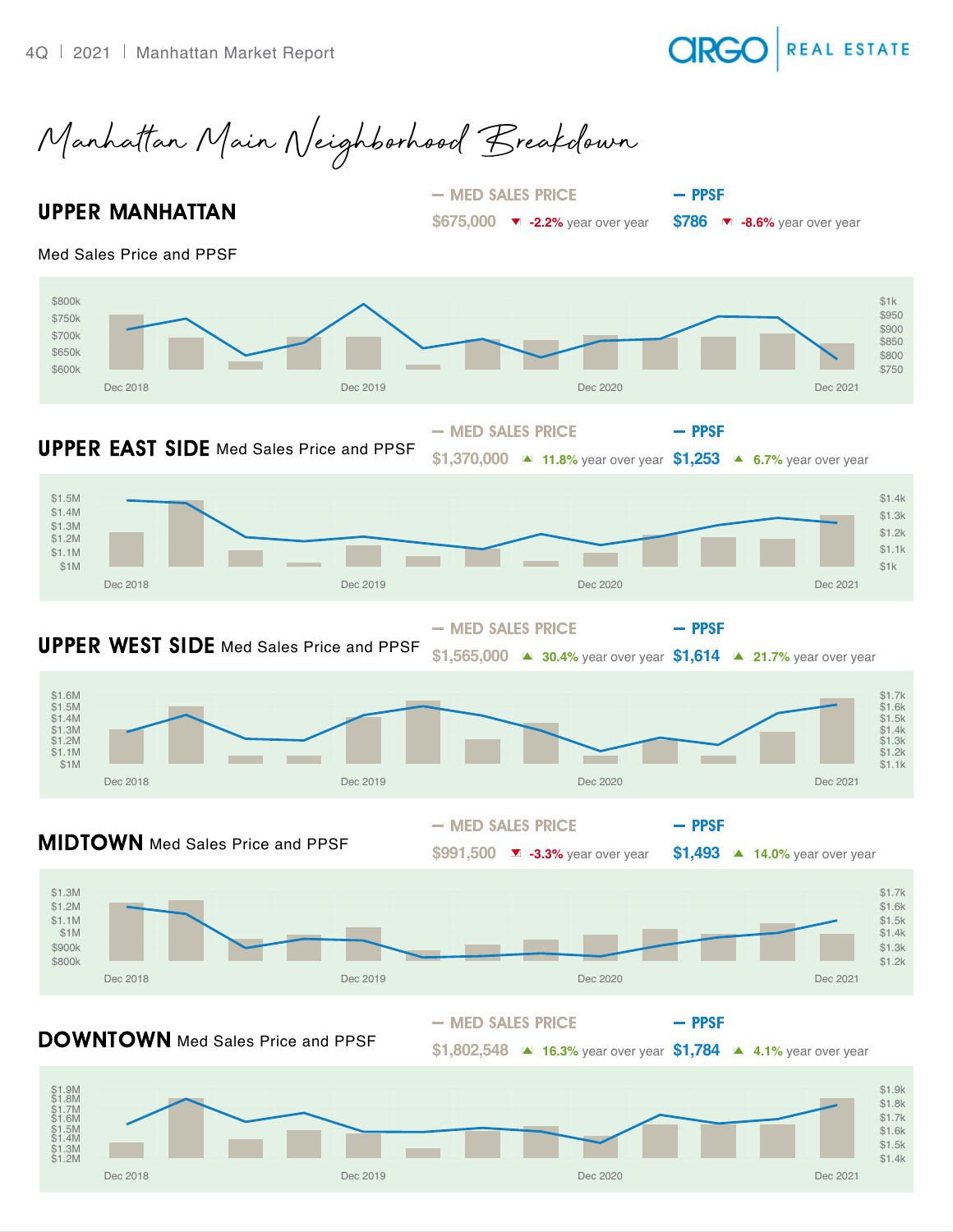# Manhattan Main Neighborhood Breakdown

## UPPER MANHATTAN

Med Sales Price and PPSF

— MED SALES PRICE
$675,000 ▼ -2.2% year over year

— PPSF
$786 ▼ -8.6% year over year

$800k
$750k
$700k
$650k
$600k

$1k
$950
$900
$850
$800
$750

Dec 2018
Dec 2019
Dec 2020
Dec 2021

## UPPER EAST SIDE Med Sales Price and PPSF

— MED SALES PRICE
$1,370,000 ▲ 11.8% year over year

— PPSF
$1,253 ▲ 6.7% year over year

$1.5M
$1.4M
$1.3M
$1.2M
$1.1M
$1M

$1.4k
$1.3k
$1.2k
$1.1k
$1k

Dec 2018
Dec 2019
Dec 2020
Dec 2021

## UPPER WEST SIDE Med Sales Price and PPSF

— MED SALES PRICE
$1,565,000 ▲ 30.4% year over year

— PPSF
$1,614 ▲ 21.7% year over year

$1.6M
$1.5M
$1.4M
$1.3M
$1.2M
$1.1M
$1M

$1.7k
$1.6k
$1.5k
$1.4k
$1.3k
$1.2k
$1.1k

Dec 2018
Dec 2019
Dec 2020
Dec 2021

## MIDTOWN Med Sales Price and PPSF

— MED SALES PRICE
$991,500 ▼ -3.3% year over year

— PPSF
$1,493 ▲ 14.0% year over year

$1.3M
$1.2M
$1.1M
$1M
$900k
$800k

$1.7k
$1.6k
$1.5k
$1.4k
$1.3k
$1.2k

Dec 2018
Dec 2019
Dec 2020
Dec 2021

## DOWNTOWN Med Sales Price and PPSF

— MED SALES PRICE
$1,802,548 ▲ 16.3% year over year

— PPSF
$1,784 ▲ 4.1% year over year

$1.9M
$1.8M
$1.7M
$1.6M
$1.5M
$1.4M
$1.3M
$1.2M

$1.9k
$1.8k
$1.7k
$1.6k
$1.5k
$1.4k

Dec 2018
Dec 2019
Dec 2020
Dec 2021